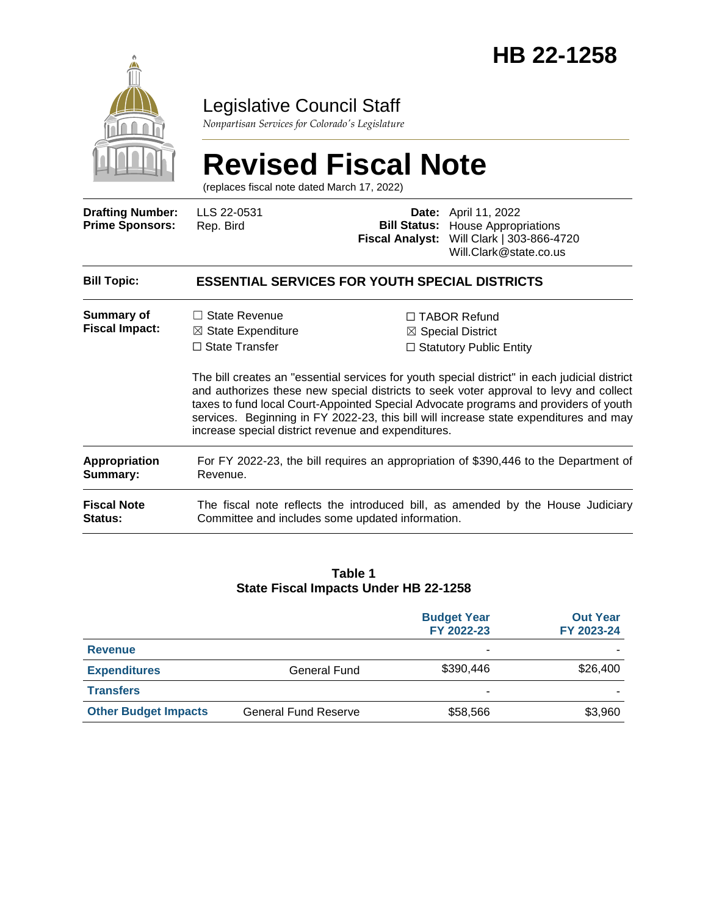# HB 22-1258

## Legislative Council Staff

*Nonpartisan Services for Colorado's Legislature*

# Revised Fiscal Note

(replaces fiscal note dated March 17, 2022)

| | | | |
|---|---|---|---|
| **Drafting Number:** | LLS 22-0531 | **Date:** | April 11, 2022 |
| **Prime Sponsors:** | Rep. Bird | **Bill Status:** | House Appropriations |
| | | **Fiscal Analyst:** | Will Clark \| 303-866-4720 Will.Clark@state.co.us |

| | |
|---|---|
| **Bill Topic:** | **ESSENTIAL SERVICES FOR YOUTH SPECIAL DISTRICTS** |
| **Summary of Fiscal Impact:** | ☐ State Revenue ☒ State Expenditure ☐ State Transfer ☐ TABOR Refund ☒ Special District ☐ Statutory Public Entity <br><br> The bill creates an "essential services for youth special district" in each judicial district and authorizes these new special districts to seek voter approval to levy and collect taxes to fund local Court-Appointed Special Advocate programs and providers of youth services. Beginning in FY 2022-23, this bill will increase state expenditures and may increase special district revenue and expenditures. |
| **Appropriation Summary:** | For FY 2022-23, the bill requires an appropriation of $390,446 to the Department of Revenue. |
| **Fiscal Note Status:** | The fiscal note reflects the introduced bill, as amended by the House Judiciary Committee and includes some updated information. |

**Table 1**
**State Fiscal Impacts Under HB 22-1258**

| | | Budget Year FY 2022-23 | Out Year FY 2023-24 |
|---|---|---|---|
| **Revenue** | | - | - |
| **Expenditures** | General Fund | $390,446 | $26,400 |
| **Transfers** | | - | - |
| **Other Budget Impacts** | General Fund Reserve | $58,566 | $3,960 |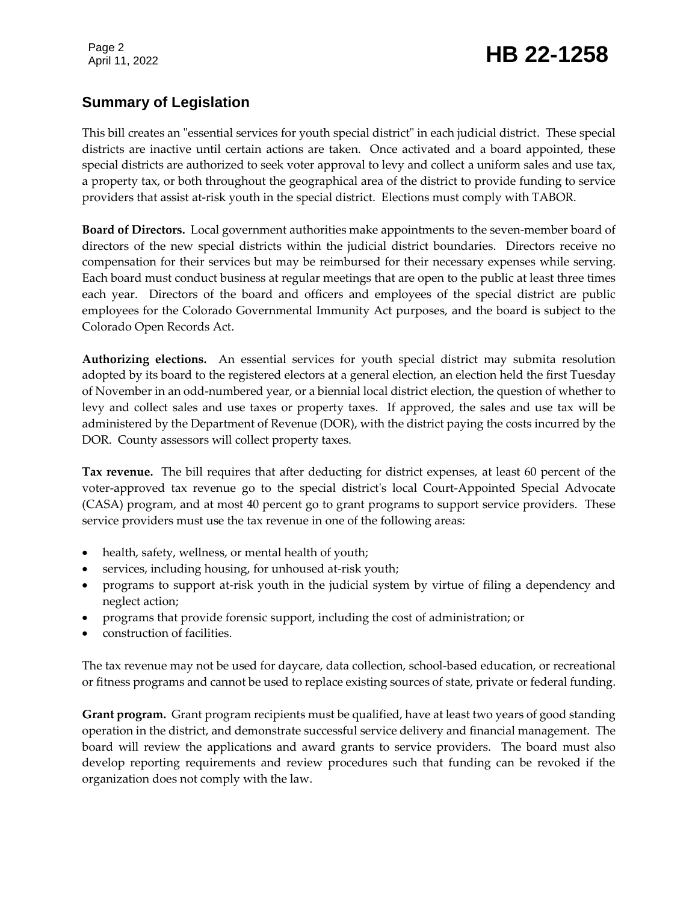## Summary of Legislation

This bill creates an "essential services for youth special district" in each judicial district. These special districts are inactive until certain actions are taken. Once activated and a board appointed, these special districts are authorized to seek voter approval to levy and collect a uniform sales and use tax, a property tax, or both throughout the geographical area of the district to provide funding to service providers that assist at-risk youth in the special district. Elections must comply with TABOR.

**Board of Directors.** Local government authorities make appointments to the seven-member board of directors of the new special districts within the judicial district boundaries. Directors receive no compensation for their services but may be reimbursed for their necessary expenses while serving. Each board must conduct business at regular meetings that are open to the public at least three times each year. Directors of the board and officers and employees of the special district are public employees for the Colorado Governmental Immunity Act purposes, and the board is subject to the Colorado Open Records Act.

**Authorizing elections.** An essential services for youth special district may submita resolution adopted by its board to the registered electors at a general election, an election held the first Tuesday of November in an odd-numbered year, or a biennial local district election, the question of whether to levy and collect sales and use taxes or property taxes. If approved, the sales and use tax will be administered by the Department of Revenue (DOR), with the district paying the costs incurred by the DOR. County assessors will collect property taxes.

**Tax revenue.** The bill requires that after deducting for district expenses, at least 60 percent of the voter-approved tax revenue go to the special district's local Court-Appointed Special Advocate (CASA) program, and at most 40 percent go to grant programs to support service providers. These service providers must use the tax revenue in one of the following areas:

- health, safety, wellness, or mental health of youth;
- services, including housing, for unhoused at-risk youth;
- programs to support at-risk youth in the judicial system by virtue of filing a dependency and neglect action;
- programs that provide forensic support, including the cost of administration; or
- construction of facilities.

The tax revenue may not be used for daycare, data collection, school-based education, or recreational or fitness programs and cannot be used to replace existing sources of state, private or federal funding.

**Grant program.** Grant program recipients must be qualified, have at least two years of good standing operation in the district, and demonstrate successful service delivery and financial management. The board will review the applications and award grants to service providers. The board must also develop reporting requirements and review procedures such that funding can be revoked if the organization does not comply with the law.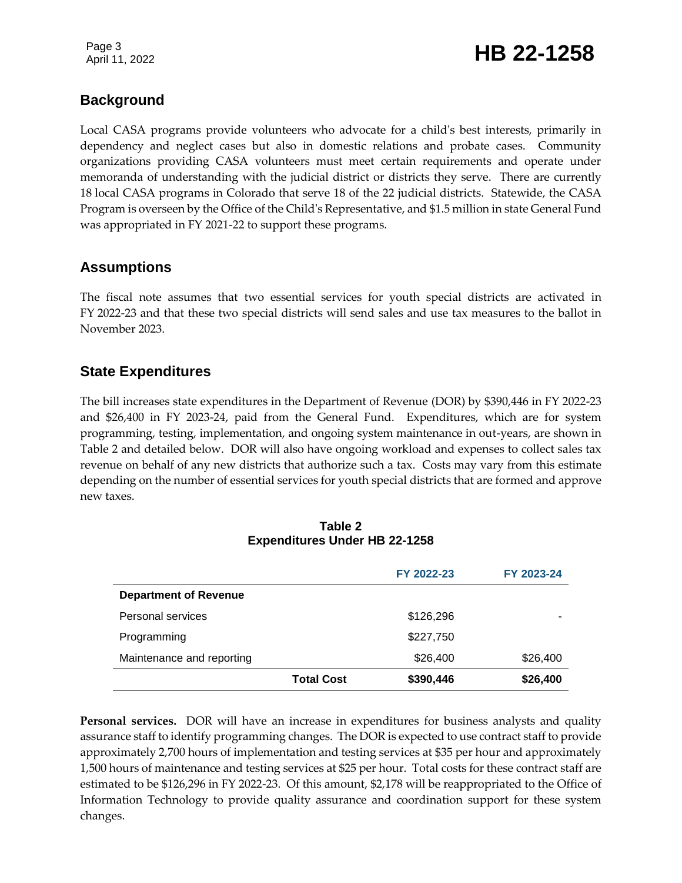## Background

Local CASA programs provide volunteers who advocate for a child's best interests, primarily in dependency and neglect cases but also in domestic relations and probate cases. Community organizations providing CASA volunteers must meet certain requirements and operate under memoranda of understanding with the judicial district or districts they serve. There are currently 18 local CASA programs in Colorado that serve 18 of the 22 judicial districts. Statewide, the CASA Program is overseen by the Office of the Child's Representative, and $1.5 million in state General Fund was appropriated in FY 2021-22 to support these programs.

## Assumptions

The fiscal note assumes that two essential services for youth special districts are activated in FY 2022-23 and that these two special districts will send sales and use tax measures to the ballot in November 2023.

## State Expenditures

The bill increases state expenditures in the Department of Revenue (DOR) by $390,446 in FY 2022-23 and $26,400 in FY 2023-24, paid from the General Fund. Expenditures, which are for system programming, testing, implementation, and ongoing system maintenance in out-years, are shown in Table 2 and detailed below. DOR will also have ongoing workload and expenses to collect sales tax revenue on behalf of any new districts that authorize such a tax. Costs may vary from this estimate depending on the number of essential services for youth special districts that are formed and approve new taxes.

**Table 2**
**Expenditures Under HB 22-1258**

| | FY 2022-23 | FY 2023-24 |
|---|---|---|
| **Department of Revenue** | | |
| Personal services | $126,296 | - |
| Programming | $227,750 | |
| Maintenance and reporting | $26,400 | $26,400 |
| **Total Cost** | **$390,446** | **$26,400** |

**Personal services.** DOR will have an increase in expenditures for business analysts and quality assurance staff to identify programming changes. The DOR is expected to use contract staff to provide approximately 2,700 hours of implementation and testing services at $35 per hour and approximately 1,500 hours of maintenance and testing services at $25 per hour. Total costs for these contract staff are estimated to be $126,296 in FY 2022-23. Of this amount, $2,178 will be reappropriated to the Office of Information Technology to provide quality assurance and coordination support for these system changes.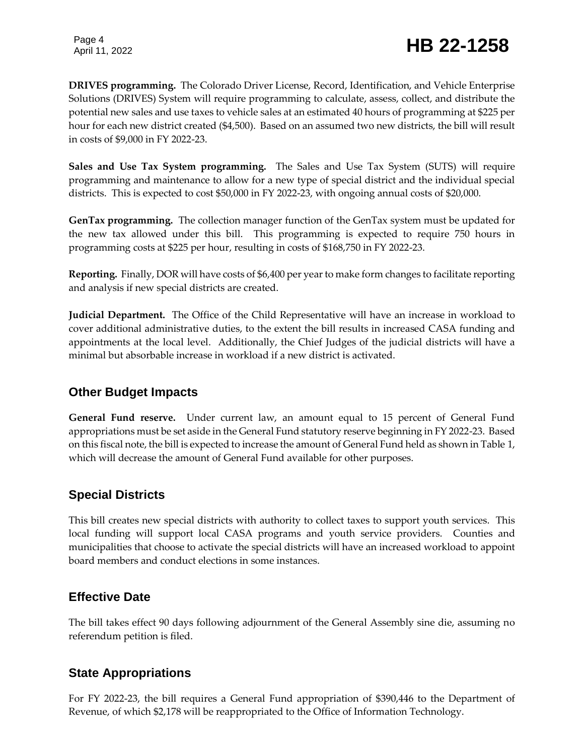**DRIVES programming.** The Colorado Driver License, Record, Identification, and Vehicle Enterprise Solutions (DRIVES) System will require programming to calculate, assess, collect, and distribute the potential new sales and use taxes to vehicle sales at an estimated 40 hours of programming at $225 per hour for each new district created ($4,500). Based on an assumed two new districts, the bill will result in costs of $9,000 in FY 2022-23.

**Sales and Use Tax System programming.** The Sales and Use Tax System (SUTS) will require programming and maintenance to allow for a new type of special district and the individual special districts. This is expected to cost $50,000 in FY 2022-23, with ongoing annual costs of $20,000.

**GenTax programming.** The collection manager function of the GenTax system must be updated for the new tax allowed under this bill. This programming is expected to require 750 hours in programming costs at $225 per hour, resulting in costs of $168,750 in FY 2022-23.

**Reporting.** Finally, DOR will have costs of $6,400 per year to make form changes to facilitate reporting and analysis if new special districts are created.

**Judicial Department.** The Office of the Child Representative will have an increase in workload to cover additional administrative duties, to the extent the bill results in increased CASA funding and appointments at the local level. Additionally, the Chief Judges of the judicial districts will have a minimal but absorbable increase in workload if a new district is activated.

## Other Budget Impacts

**General Fund reserve.** Under current law, an amount equal to 15 percent of General Fund appropriations must be set aside in the General Fund statutory reserve beginning in FY 2022-23. Based on this fiscal note, the bill is expected to increase the amount of General Fund held as shown in Table 1, which will decrease the amount of General Fund available for other purposes.

## Special Districts

This bill creates new special districts with authority to collect taxes to support youth services. This local funding will support local CASA programs and youth service providers. Counties and municipalities that choose to activate the special districts will have an increased workload to appoint board members and conduct elections in some instances.

## Effective Date

The bill takes effect 90 days following adjournment of the General Assembly sine die, assuming no referendum petition is filed.

## State Appropriations

For FY 2022-23, the bill requires a General Fund appropriation of $390,446 to the Department of Revenue, of which $2,178 will be reappropriated to the Office of Information Technology.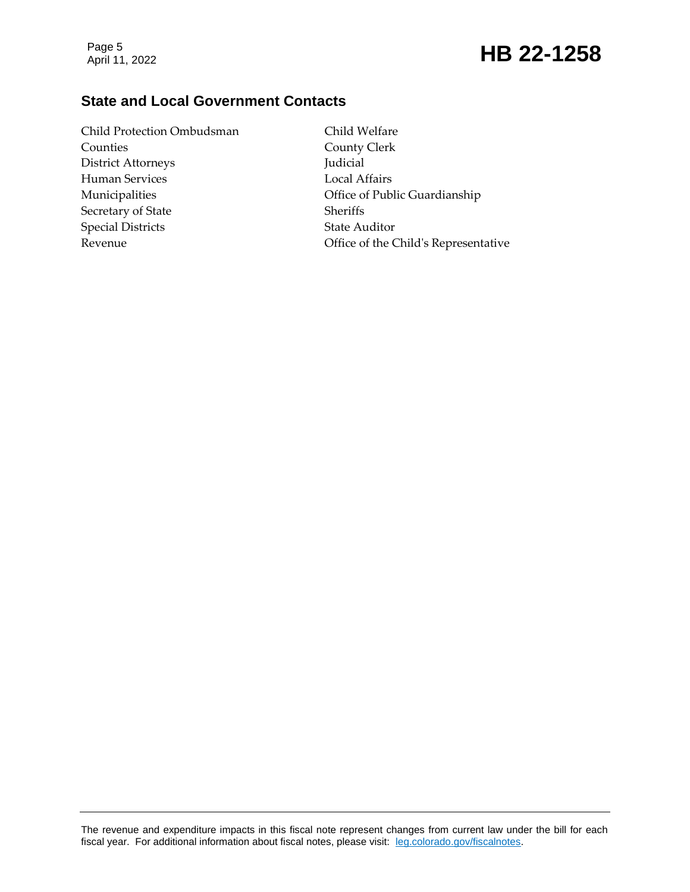## State and Local Government Contacts

| | |
|---|---|
| Child Protection Ombudsman | Child Welfare |
| Counties | County Clerk |
| District Attorneys | Judicial |
| Human Services | Local Affairs |
| Municipalities | Office of Public Guardianship |
| Secretary of State | Sheriffs |
| Special Districts | State Auditor |
| Revenue | Office of the Child's Representative |